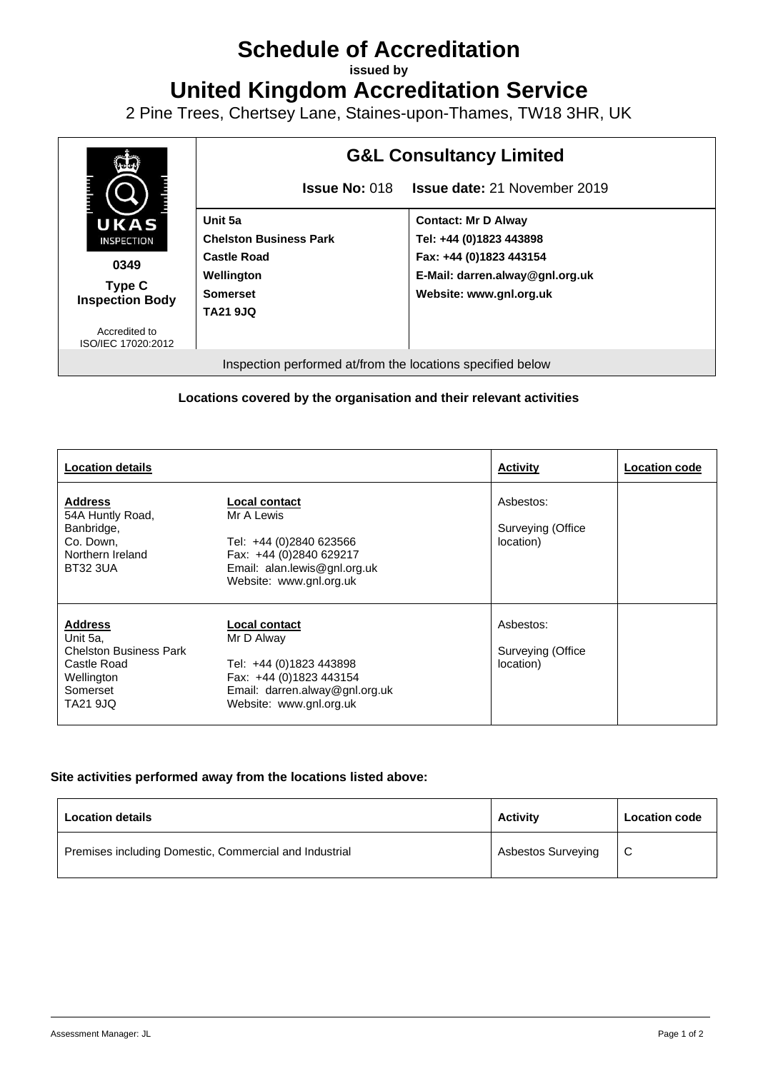# Schedule of Accreditation

**issued by**

# United Kingdom Accreditation Service

2 Pine Trees, Chertsey Lane, Staines-upon-Thames, TW18 3HR, UK

| UKAS INSPECTION **0349** **Type C Inspection Body** Accredited to ISO/IEC 17020:2012 | **G&L Consultancy Limited** | |
|---|---|---|
| | **Issue No:** 018 | **Issue date:** 21 November 2019 |
| | **Unit 5a**<br>**Chelston Business Park**<br>**Castle Road**<br>**Wellington**<br>**Somerset**<br>**TA21 9JQ** | **Contact: Mr D Alway**<br>**Tel: +44 (0)1823 443898**<br>**Fax: +44 (0)1823 443154**<br>**E-Mail: darren.alway@gnl.org.uk**<br>**Website: www.gnl.org.uk** |

Inspection performed at/from the locations specified below

**Locations covered by the organisation and their relevant activities**

| Location details | | Activity | Location code |
|---|---|---|---|
| **Address**<br>54A Huntly Road,<br>Banbridge,<br>Co. Down,<br>Northern Ireland<br>BT32 3UA | **Local contact**<br>Mr A Lewis<br><br>Tel: +44 (0)2840 623566<br>Fax: +44 (0)2840 629217<br>Email: alan.lewis@gnl.org.uk<br>Website: www.gnl.org.uk | Asbestos:<br><br>Surveying (Office location) | |
| **Address**<br>Unit 5a,<br>Chelston Business Park<br>Castle Road<br>Wellington<br>Somerset<br>TA21 9JQ | **Local contact**<br>Mr D Alway<br><br>Tel: +44 (0)1823 443898<br>Fax: +44 (0)1823 443154<br>Email: darren.alway@gnl.org.uk<br>Website: www.gnl.org.uk | Asbestos:<br><br>Surveying (Office location) | |

**Site activities performed away from the locations listed above:**

| Location details | Activity | Location code |
|---|---|---|
| Premises including Domestic, Commercial and Industrial | Asbestos Surveying | C |

Assessment Manager: JL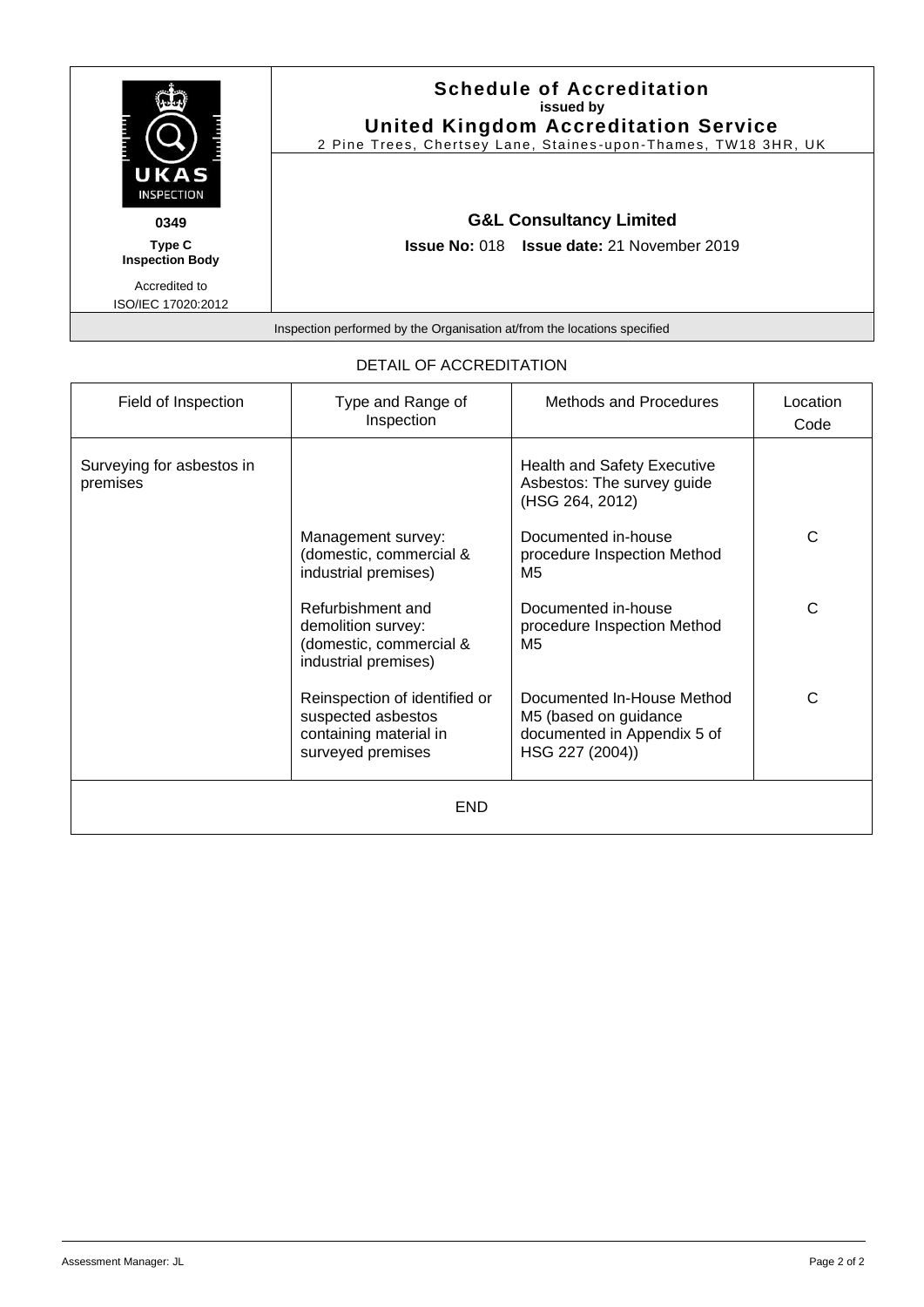UKAS INSPECTION

**0349**

**Type C Inspection Body**

Accredited to ISO/IEC 17020:2012

# Schedule of Accreditation
**issued by**
## United Kingdom Accreditation Service
2 Pine Trees, Chertsey Lane, Staines-upon-Thames, TW18 3HR, UK

### G&L Consultancy Limited

**Issue No:** 018 **Issue date:** 21 November 2019

Inspection performed by the Organisation at/from the locations specified

DETAIL OF ACCREDITATION

| Field of Inspection | Type and Range of Inspection | Methods and Procedures | Location Code |
|---|---|---|---|
| Surveying for asbestos in premises | | Health and Safety Executive Asbestos: The survey guide (HSG 264, 2012) | |
| | Management survey: (domestic, commercial & industrial premises) | Documented in-house procedure Inspection Method M5 | C |
| | Refurbishment and demolition survey: (domestic, commercial & industrial premises) | Documented in-house procedure Inspection Method M5 | C |
| | Reinspection of identified or suspected asbestos containing material in surveyed premises | Documented In-House Method M5 (based on guidance documented in Appendix 5 of HSG 227 (2004)) | C |

END

Assessment Manager: JL